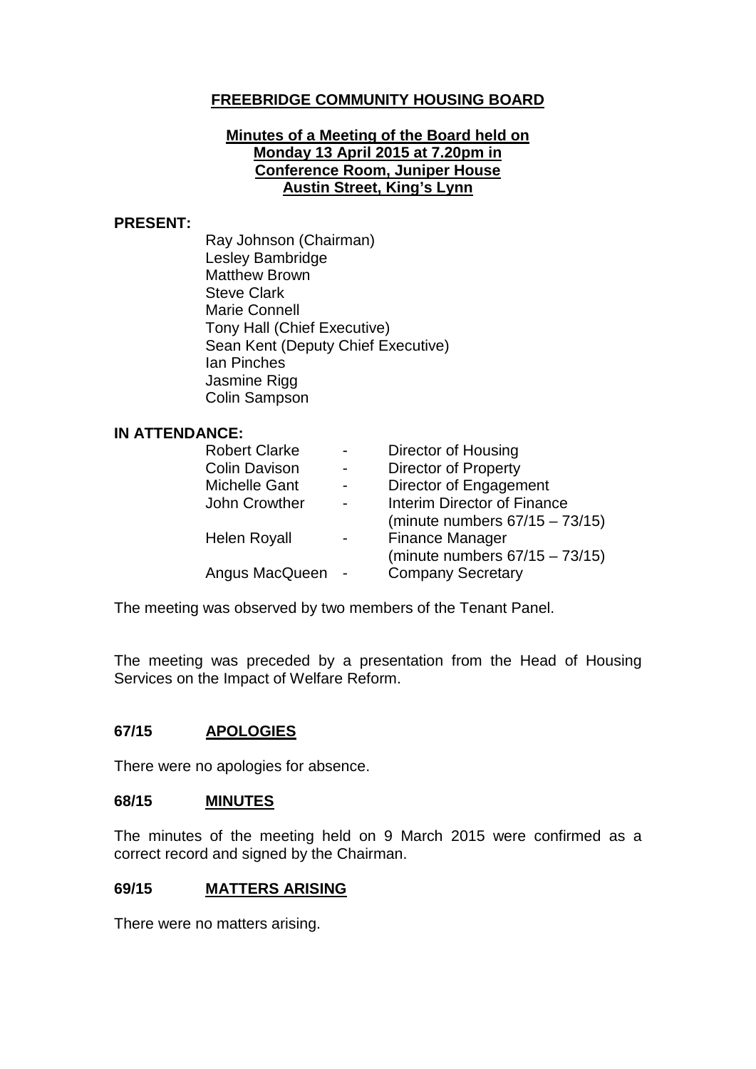# FREEBRIDGE COMMUNITY HOUSING BOARD

**Minutes of a Meeting of the Board held on**
**Monday 13 April 2015 at 7.20pm in**
**Conference Room, Juniper House**
**Austin Street, King's Lynn**

**PRESENT:**

Ray Johnson (Chairman)
Lesley Bambridge
Matthew Brown
Steve Clark
Marie Connell
Tony Hall (Chief Executive)
Sean Kent (Deputy Chief Executive)
Ian Pinches
Jasmine Rigg
Colin Sampson

**IN ATTENDANCE:**

| | | |
|---|---|---|
| Robert Clarke | - | Director of Housing |
| Colin Davison | - | Director of Property |
| Michelle Gant | - | Director of Engagement |
| John Crowther | - | Interim Director of Finance (minute numbers 67/15 – 73/15) |
| Helen Royall | - | Finance Manager (minute numbers 67/15 – 73/15) |
| Angus MacQueen | - | Company Secretary |

The meeting was observed by two members of the Tenant Panel.

The meeting was preceded by a presentation from the Head of Housing Services on the Impact of Welfare Reform.

## 67/15 APOLOGIES

There were no apologies for absence.

## 68/15 MINUTES

The minutes of the meeting held on 9 March 2015 were confirmed as a correct record and signed by the Chairman.

## 69/15 MATTERS ARISING

There were no matters arising.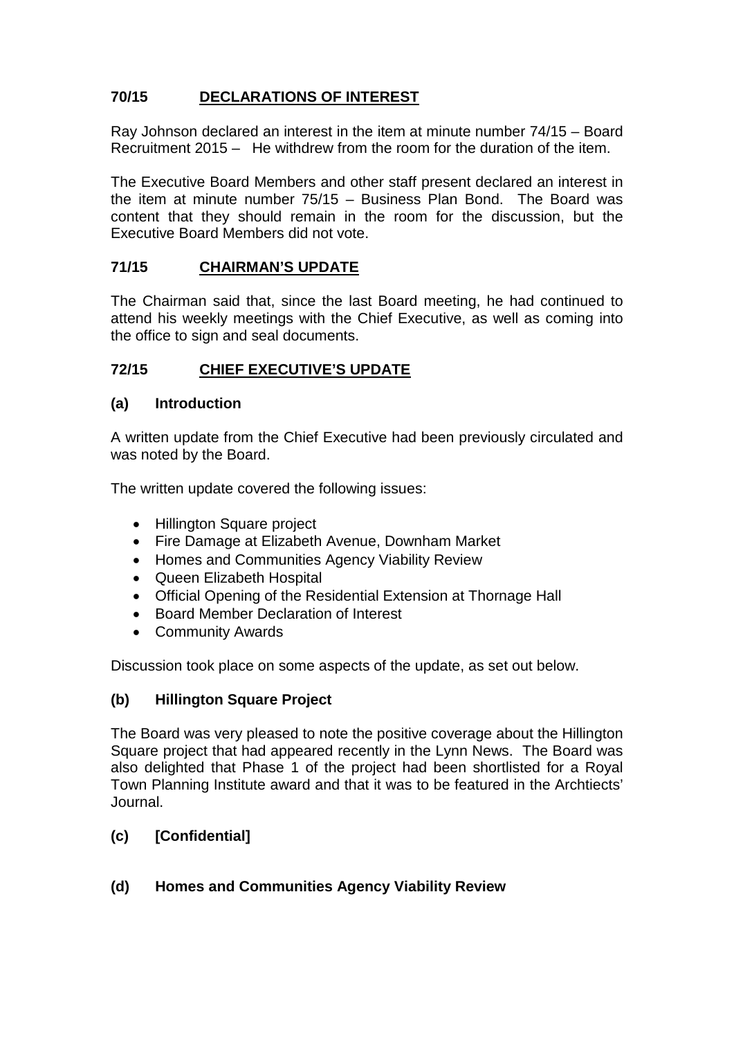## 70/15 DECLARATIONS OF INTEREST

Ray Johnson declared an interest in the item at minute number 74/15 – Board Recruitment 2015 – He withdrew from the room for the duration of the item.

The Executive Board Members and other staff present declared an interest in the item at minute number 75/15 – Business Plan Bond. The Board was content that they should remain in the room for the discussion, but the Executive Board Members did not vote.

## 71/15 CHAIRMAN'S UPDATE

The Chairman said that, since the last Board meeting, he had continued to attend his weekly meetings with the Chief Executive, as well as coming into the office to sign and seal documents.

## 72/15 CHIEF EXECUTIVE'S UPDATE

### (a) Introduction

A written update from the Chief Executive had been previously circulated and was noted by the Board.

The written update covered the following issues:

- Hillington Square project
- Fire Damage at Elizabeth Avenue, Downham Market
- Homes and Communities Agency Viability Review
- Queen Elizabeth Hospital
- Official Opening of the Residential Extension at Thornage Hall
- Board Member Declaration of Interest
- Community Awards

Discussion took place on some aspects of the update, as set out below.

### (b) Hillington Square Project

The Board was very pleased to note the positive coverage about the Hillington Square project that had appeared recently in the Lynn News. The Board was also delighted that Phase 1 of the project had been shortlisted for a Royal Town Planning Institute award and that it was to be featured in the Archtiects' Journal.

### (c) [Confidential]

### (d) Homes and Communities Agency Viability Review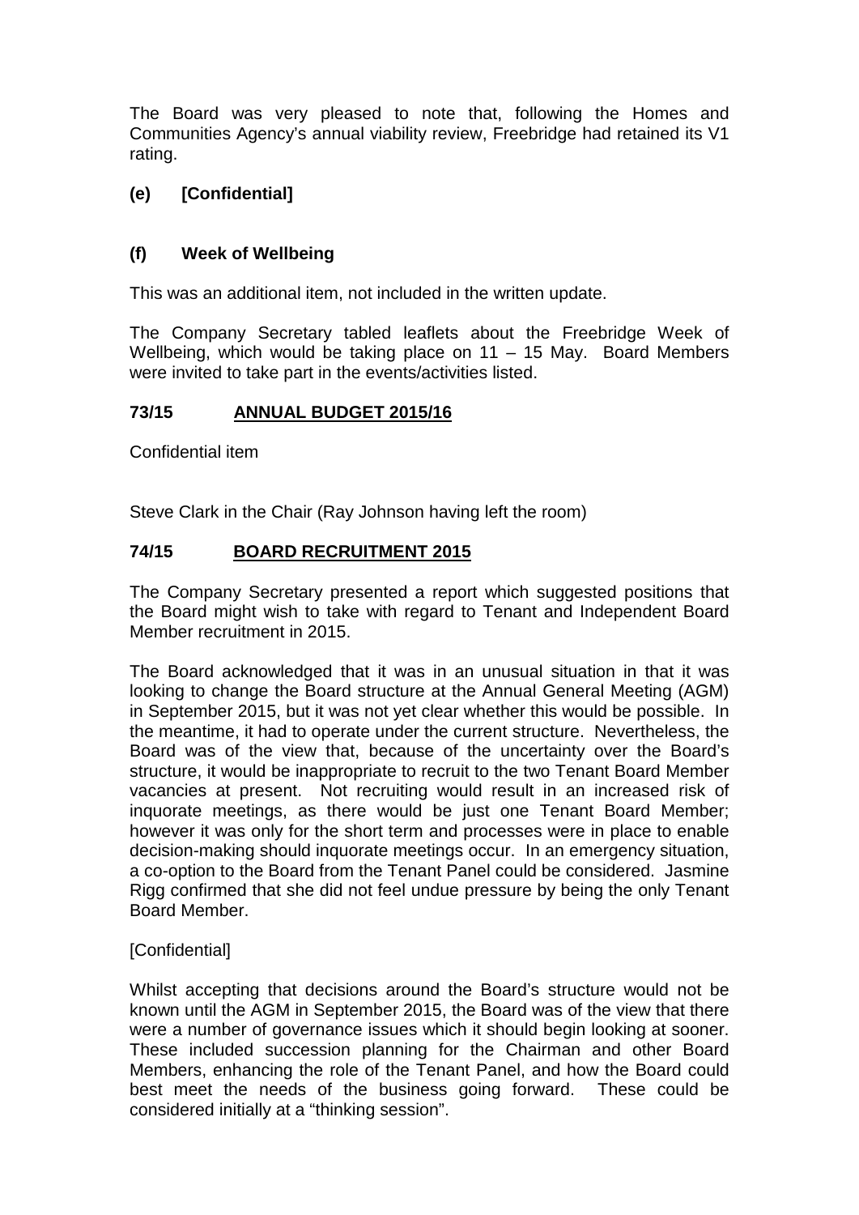The Board was very pleased to note that, following the Homes and Communities Agency's annual viability review, Freebridge had retained its V1 rating.

### (e) [Confidential]

### (f) Week of Wellbeing

This was an additional item, not included in the written update.

The Company Secretary tabled leaflets about the Freebridge Week of Wellbeing, which would be taking place on 11 – 15 May. Board Members were invited to take part in the events/activities listed.

## 73/15 ANNUAL BUDGET 2015/16

Confidential item

Steve Clark in the Chair (Ray Johnson having left the room)

## 74/15 BOARD RECRUITMENT 2015

The Company Secretary presented a report which suggested positions that the Board might wish to take with regard to Tenant and Independent Board Member recruitment in 2015.

The Board acknowledged that it was in an unusual situation in that it was looking to change the Board structure at the Annual General Meeting (AGM) in September 2015, but it was not yet clear whether this would be possible. In the meantime, it had to operate under the current structure. Nevertheless, the Board was of the view that, because of the uncertainty over the Board's structure, it would be inappropriate to recruit to the two Tenant Board Member vacancies at present. Not recruiting would result in an increased risk of inquorate meetings, as there would be just one Tenant Board Member; however it was only for the short term and processes were in place to enable decision-making should inquorate meetings occur. In an emergency situation, a co-option to the Board from the Tenant Panel could be considered. Jasmine Rigg confirmed that she did not feel undue pressure by being the only Tenant Board Member.

[Confidential]

Whilst accepting that decisions around the Board's structure would not be known until the AGM in September 2015, the Board was of the view that there were a number of governance issues which it should begin looking at sooner. These included succession planning for the Chairman and other Board Members, enhancing the role of the Tenant Panel, and how the Board could best meet the needs of the business going forward. These could be considered initially at a "thinking session".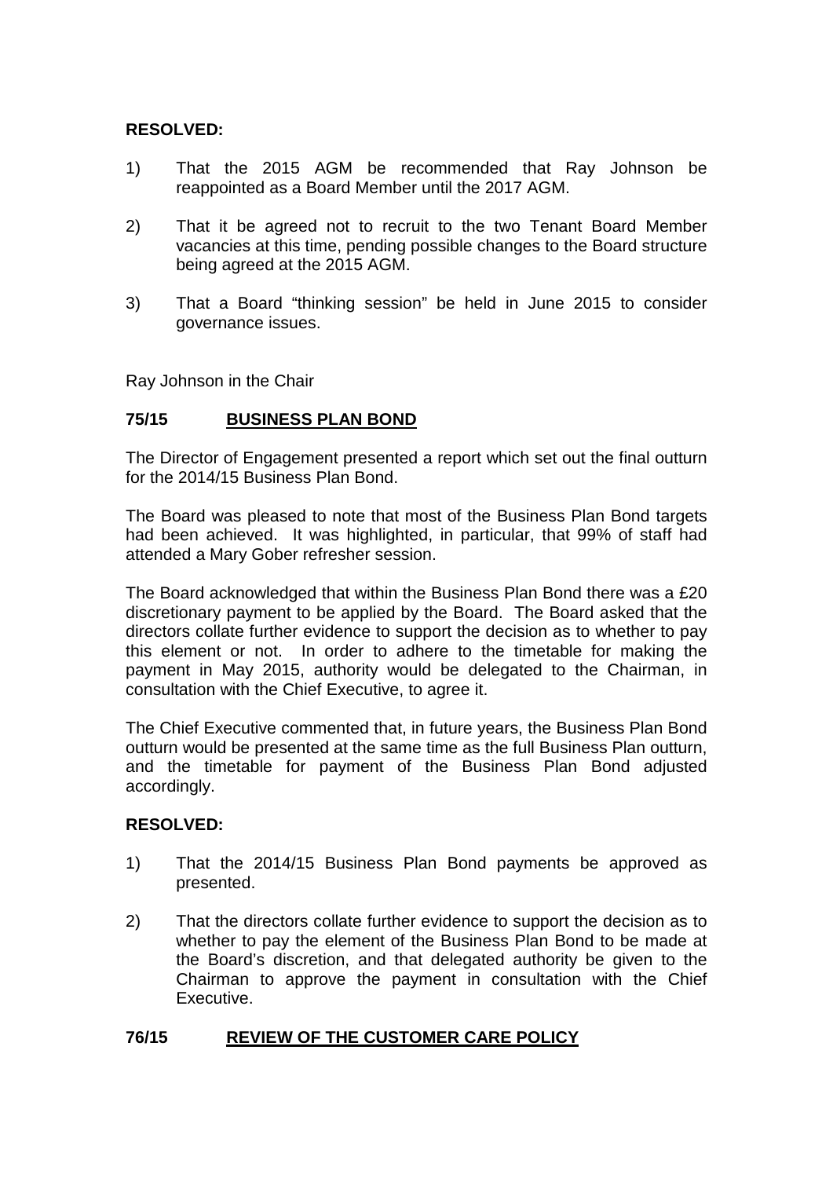**RESOLVED:**

1) That the 2015 AGM be recommended that Ray Johnson be reappointed as a Board Member until the 2017 AGM.

2) That it be agreed not to recruit to the two Tenant Board Member vacancies at this time, pending possible changes to the Board structure being agreed at the 2015 AGM.

3) That a Board "thinking session" be held in June 2015 to consider governance issues.

Ray Johnson in the Chair

## 75/15 BUSINESS PLAN BOND

The Director of Engagement presented a report which set out the final outturn for the 2014/15 Business Plan Bond.

The Board was pleased to note that most of the Business Plan Bond targets had been achieved. It was highlighted, in particular, that 99% of staff had attended a Mary Gober refresher session.

The Board acknowledged that within the Business Plan Bond there was a £20 discretionary payment to be applied by the Board. The Board asked that the directors collate further evidence to support the decision as to whether to pay this element or not. In order to adhere to the timetable for making the payment in May 2015, authority would be delegated to the Chairman, in consultation with the Chief Executive, to agree it.

The Chief Executive commented that, in future years, the Business Plan Bond outturn would be presented at the same time as the full Business Plan outturn, and the timetable for payment of the Business Plan Bond adjusted accordingly.

**RESOLVED:**

1) That the 2014/15 Business Plan Bond payments be approved as presented.

2) That the directors collate further evidence to support the decision as to whether to pay the element of the Business Plan Bond to be made at the Board's discretion, and that delegated authority be given to the Chairman to approve the payment in consultation with the Chief Executive.

## 76/15 REVIEW OF THE CUSTOMER CARE POLICY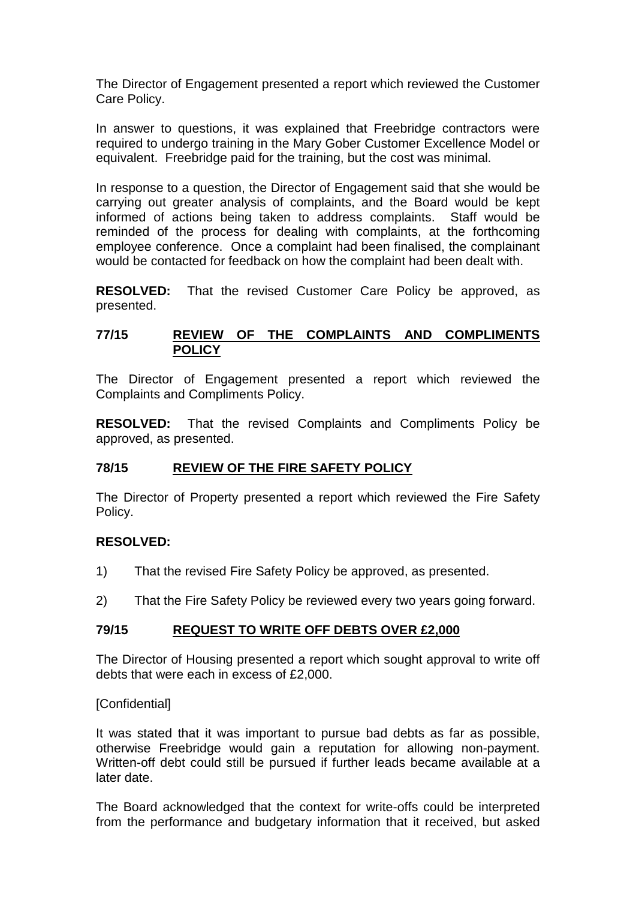The Director of Engagement presented a report which reviewed the Customer Care Policy.

In answer to questions, it was explained that Freebridge contractors were required to undergo training in the Mary Gober Customer Excellence Model or equivalent. Freebridge paid for the training, but the cost was minimal.

In response to a question, the Director of Engagement said that she would be carrying out greater analysis of complaints, and the Board would be kept informed of actions being taken to address complaints. Staff would be reminded of the process for dealing with complaints, at the forthcoming employee conference. Once a complaint had been finalised, the complainant would be contacted for feedback on how the complaint had been dealt with.

**RESOLVED:** That the revised Customer Care Policy be approved, as presented.

## 77/15 REVIEW OF THE COMPLAINTS AND COMPLIMENTS POLICY

The Director of Engagement presented a report which reviewed the Complaints and Compliments Policy.

**RESOLVED:** That the revised Complaints and Compliments Policy be approved, as presented.

## 78/15 REVIEW OF THE FIRE SAFETY POLICY

The Director of Property presented a report which reviewed the Fire Safety Policy.

**RESOLVED:**

1) That the revised Fire Safety Policy be approved, as presented.

2) That the Fire Safety Policy be reviewed every two years going forward.

## 79/15 REQUEST TO WRITE OFF DEBTS OVER £2,000

The Director of Housing presented a report which sought approval to write off debts that were each in excess of £2,000.

[Confidential]

It was stated that it was important to pursue bad debts as far as possible, otherwise Freebridge would gain a reputation for allowing non-payment. Written-off debt could still be pursued if further leads became available at a later date.

The Board acknowledged that the context for write-offs could be interpreted from the performance and budgetary information that it received, but asked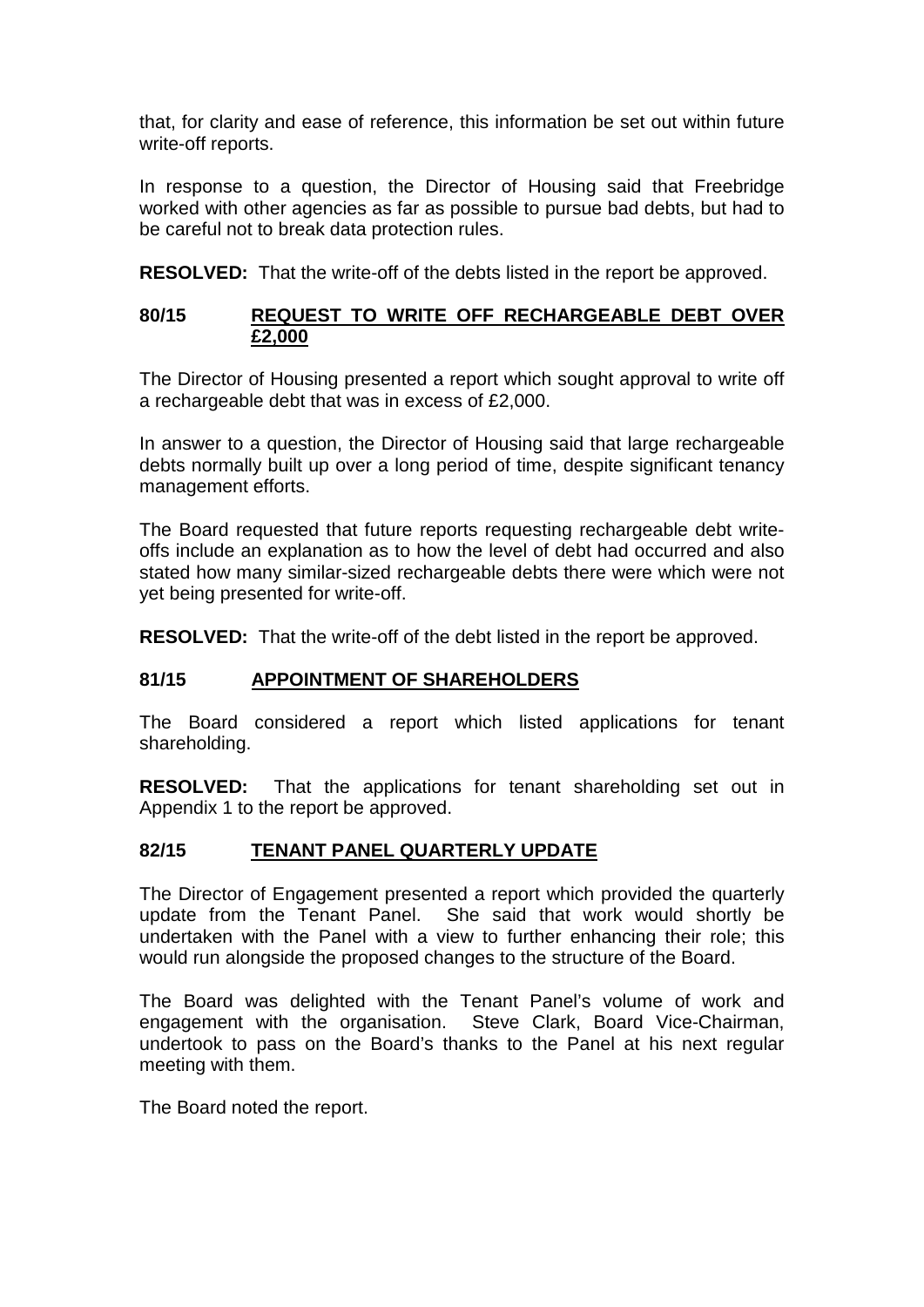that, for clarity and ease of reference, this information be set out within future write-off reports.

In response to a question, the Director of Housing said that Freebridge worked with other agencies as far as possible to pursue bad debts, but had to be careful not to break data protection rules.

**RESOLVED:** That the write-off of the debts listed in the report be approved.

## 80/15 REQUEST TO WRITE OFF RECHARGEABLE DEBT OVER £2,000

The Director of Housing presented a report which sought approval to write off a rechargeable debt that was in excess of £2,000.

In answer to a question, the Director of Housing said that large rechargeable debts normally built up over a long period of time, despite significant tenancy management efforts.

The Board requested that future reports requesting rechargeable debt write-offs include an explanation as to how the level of debt had occurred and also stated how many similar-sized rechargeable debts there were which were not yet being presented for write-off.

**RESOLVED:** That the write-off of the debt listed in the report be approved.

## 81/15 APPOINTMENT OF SHAREHOLDERS

The Board considered a report which listed applications for tenant shareholding.

**RESOLVED:** That the applications for tenant shareholding set out in Appendix 1 to the report be approved.

## 82/15 TENANT PANEL QUARTERLY UPDATE

The Director of Engagement presented a report which provided the quarterly update from the Tenant Panel. She said that work would shortly be undertaken with the Panel with a view to further enhancing their role; this would run alongside the proposed changes to the structure of the Board.

The Board was delighted with the Tenant Panel's volume of work and engagement with the organisation. Steve Clark, Board Vice-Chairman, undertook to pass on the Board's thanks to the Panel at his next regular meeting with them.

The Board noted the report.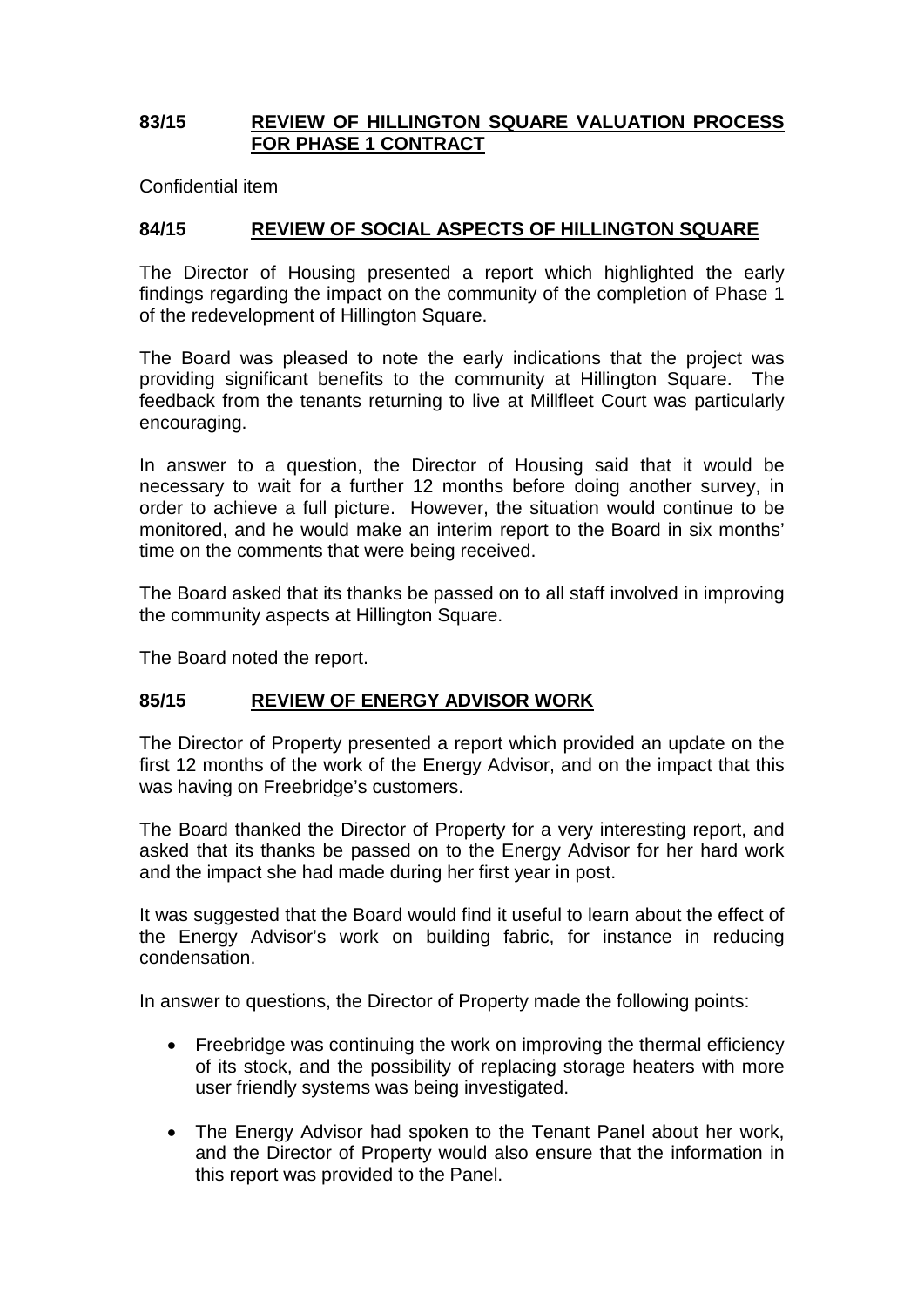### 83/15 REVIEW OF HILLINGTON SQUARE VALUATION PROCESS FOR PHASE 1 CONTRACT

Confidential item

### 84/15 REVIEW OF SOCIAL ASPECTS OF HILLINGTON SQUARE

The Director of Housing presented a report which highlighted the early findings regarding the impact on the community of the completion of Phase 1 of the redevelopment of Hillington Square.

The Board was pleased to note the early indications that the project was providing significant benefits to the community at Hillington Square. The feedback from the tenants returning to live at Millfleet Court was particularly encouraging.

In answer to a question, the Director of Housing said that it would be necessary to wait for a further 12 months before doing another survey, in order to achieve a full picture. However, the situation would continue to be monitored, and he would make an interim report to the Board in six months' time on the comments that were being received.

The Board asked that its thanks be passed on to all staff involved in improving the community aspects at Hillington Square.

The Board noted the report.

### 85/15 REVIEW OF ENERGY ADVISOR WORK

The Director of Property presented a report which provided an update on the first 12 months of the work of the Energy Advisor, and on the impact that this was having on Freebridge's customers.

The Board thanked the Director of Property for a very interesting report, and asked that its thanks be passed on to the Energy Advisor for her hard work and the impact she had made during her first year in post.

It was suggested that the Board would find it useful to learn about the effect of the Energy Advisor's work on building fabric, for instance in reducing condensation.

In answer to questions, the Director of Property made the following points:

- Freebridge was continuing the work on improving the thermal efficiency of its stock, and the possibility of replacing storage heaters with more user friendly systems was being investigated.

- The Energy Advisor had spoken to the Tenant Panel about her work, and the Director of Property would also ensure that the information in this report was provided to the Panel.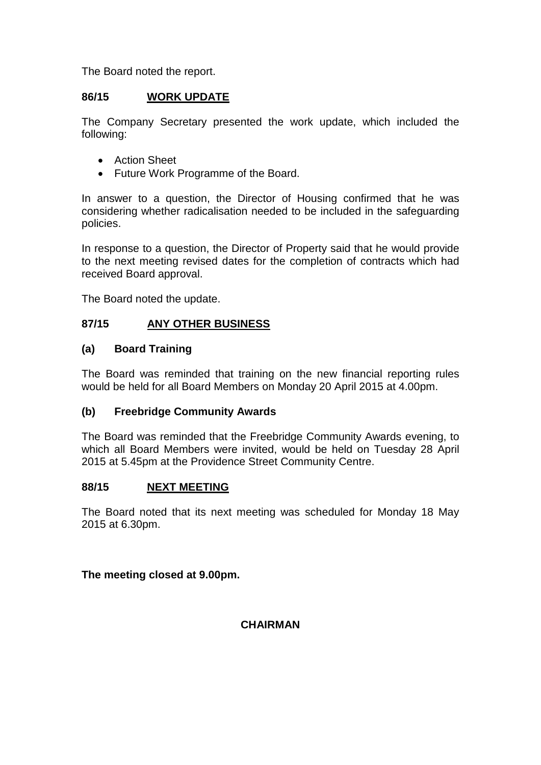The Board noted the report.

## 86/15 <u>WORK UPDATE</u>

The Company Secretary presented the work update, which included the following:

- Action Sheet
- Future Work Programme of the Board.

In answer to a question, the Director of Housing confirmed that he was considering whether radicalisation needed to be included in the safeguarding policies.

In response to a question, the Director of Property said that he would provide to the next meeting revised dates for the completion of contracts which had received Board approval.

The Board noted the update.

## 87/15 <u>ANY OTHER BUSINESS</u>

### (a) Board Training

The Board was reminded that training on the new financial reporting rules would be held for all Board Members on Monday 20 April 2015 at 4.00pm.

### (b) Freebridge Community Awards

The Board was reminded that the Freebridge Community Awards evening, to which all Board Members were invited, would be held on Tuesday 28 April 2015 at 5.45pm at the Providence Street Community Centre.

## 88/15 <u>NEXT MEETING</u>

The Board noted that its next meeting was scheduled for Monday 18 May 2015 at 6.30pm.

**The meeting closed at 9.00pm.**

**CHAIRMAN**